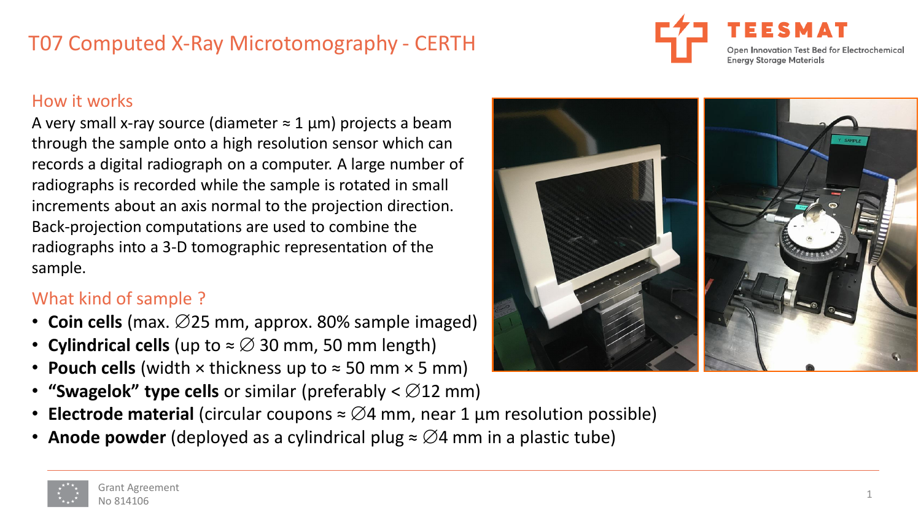# T07 Computed X-Ray Microtomography - CERTH

TEESMAT
Open Innovation Test Bed for Electrochemical Energy Storage Materials

## How it works

A very small x-ray source (diameter ≈ 1 µm) projects a beam through the sample onto a high resolution sensor which can records a digital radiograph on a computer. A large number of radiographs is recorded while the sample is rotated in small increments about an axis normal to the projection direction. Back-projection computations are used to combine the radiographs into a 3-D tomographic representation of the sample.

## What kind of sample ?

- **Coin cells** (max. ∅25 mm, approx. 80% sample imaged)
- **Cylindrical cells** (up to ≈ ∅ 30 mm, 50 mm length)
- **Pouch cells** (width × thickness up to ≈ 50 mm × 5 mm)
- **“Swagelok” type cells** or similar (preferably < ∅12 mm)
- **Electrode material** (circular coupons ≈ ∅4 mm, near 1 µm resolution possible)
- **Anode powder** (deployed as a cylindrical plug ≈ ∅4 mm in a plastic tube)

Grant Agreement No 814106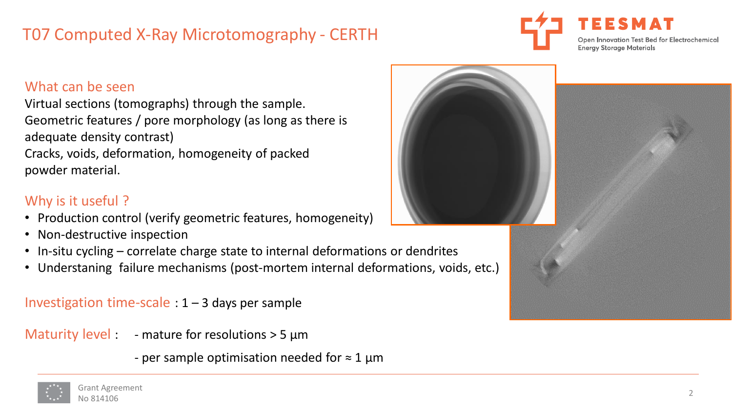# T07 Computed X-Ray Microtomography - CERTH

TEESMAT

Open Innovation Test Bed for Electrochemical Energy Storage Materials

## What can be seen

Virtual sections (tomographs) through the sample.
Geometric features / pore morphology (as long as there is adequate density contrast)
Cracks, voids, deformation, homogeneity of packed powder material.

## Why is it useful ?

- Production control (verify geometric features, homogeneity)
- Non-destructive inspection
- In-situ cycling – correlate charge state to internal deformations or dendrites
- Understaning  failure mechanisms (post-mortem internal deformations, voids, etc.)

**Investigation time-scale** : 1 – 3 days per sample

**Maturity level** :

- mature for resolutions > 5 µm
- per sample optimisation needed for ≈ 1 µm

Grant Agreement No 814106